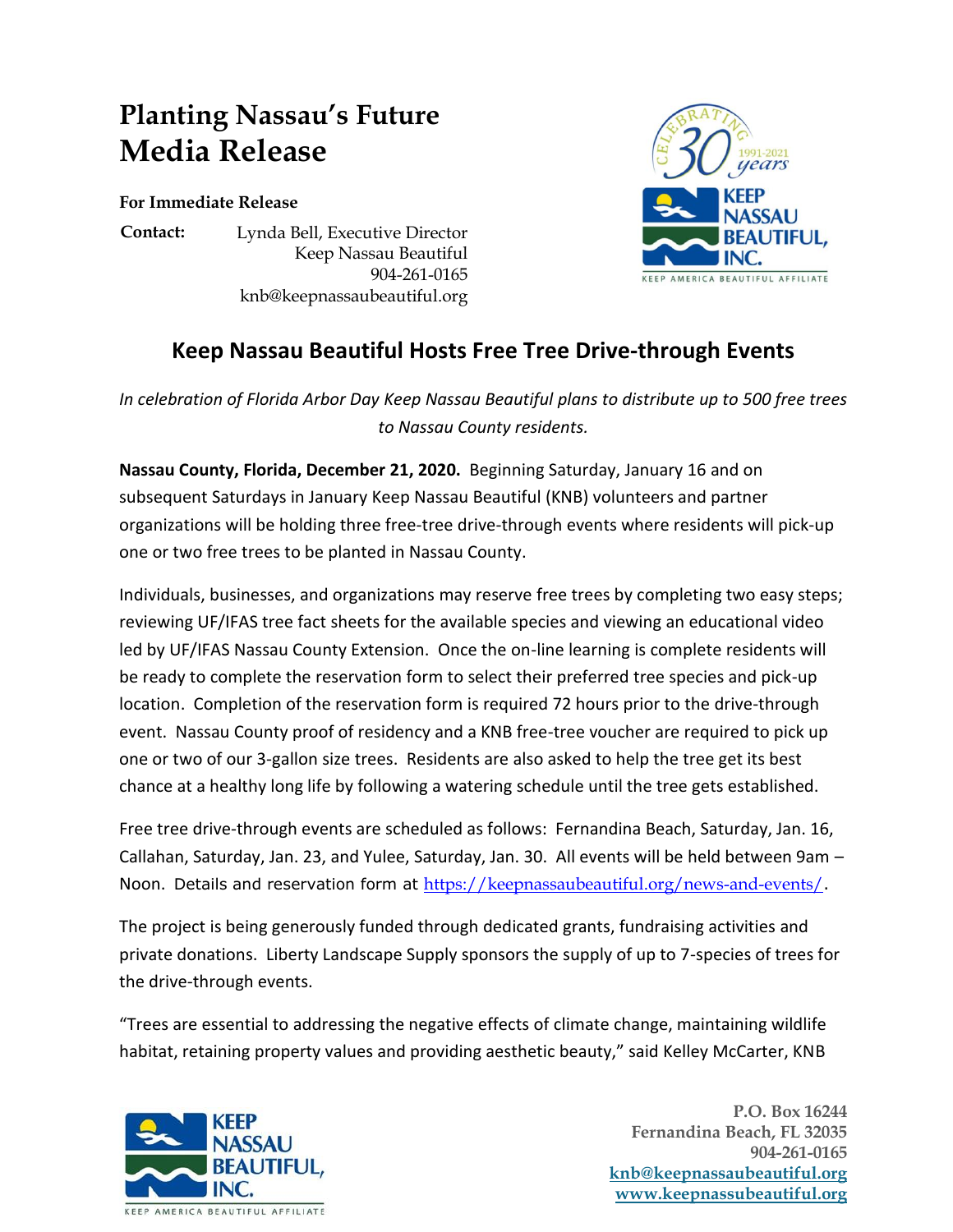# Planting Nassau's Future
# Media Release

**For Immediate Release**

**Contact:** Lynda Bell, Executive Director
Keep Nassau Beautiful
904-261-0165
knb@keepnassaubeautiful.org

## Keep Nassau Beautiful Hosts Free Tree Drive-through Events

*In celebration of Florida Arbor Day Keep Nassau Beautiful plans to distribute up to 500 free trees to Nassau County residents.*

**Nassau County, Florida, December 21, 2020.** Beginning Saturday, January 16 and on subsequent Saturdays in January Keep Nassau Beautiful (KNB) volunteers and partner organizations will be holding three free-tree drive-through events where residents will pick-up one or two free trees to be planted in Nassau County.

Individuals, businesses, and organizations may reserve free trees by completing two easy steps; reviewing UF/IFAS tree fact sheets for the available species and viewing an educational video led by UF/IFAS Nassau County Extension. Once the on-line learning is complete residents will be ready to complete the reservation form to select their preferred tree species and pick-up location. Completion of the reservation form is required 72 hours prior to the drive-through event. Nassau County proof of residency and a KNB free-tree voucher are required to pick up one or two of our 3-gallon size trees. Residents are also asked to help the tree get its best chance at a healthy long life by following a watering schedule until the tree gets established.

Free tree drive-through events are scheduled as follows: Fernandina Beach, Saturday, Jan. 16, Callahan, Saturday, Jan. 23, and Yulee, Saturday, Jan. 30. All events will be held between 9am – Noon. Details and reservation form at https://keepnassaubeautiful.org/news-and-events/.

The project is being generously funded through dedicated grants, fundraising activities and private donations. Liberty Landscape Supply sponsors the supply of up to 7-species of trees for the drive-through events.

"Trees are essential to addressing the negative effects of climate change, maintaining wildlife habitat, retaining property values and providing aesthetic beauty," said Kelley McCarter, KNB

P.O. Box 16244
Fernandina Beach, FL 32035
904-261-0165
knb@keepnassaubeautiful.org
www.keepnassubeautiful.org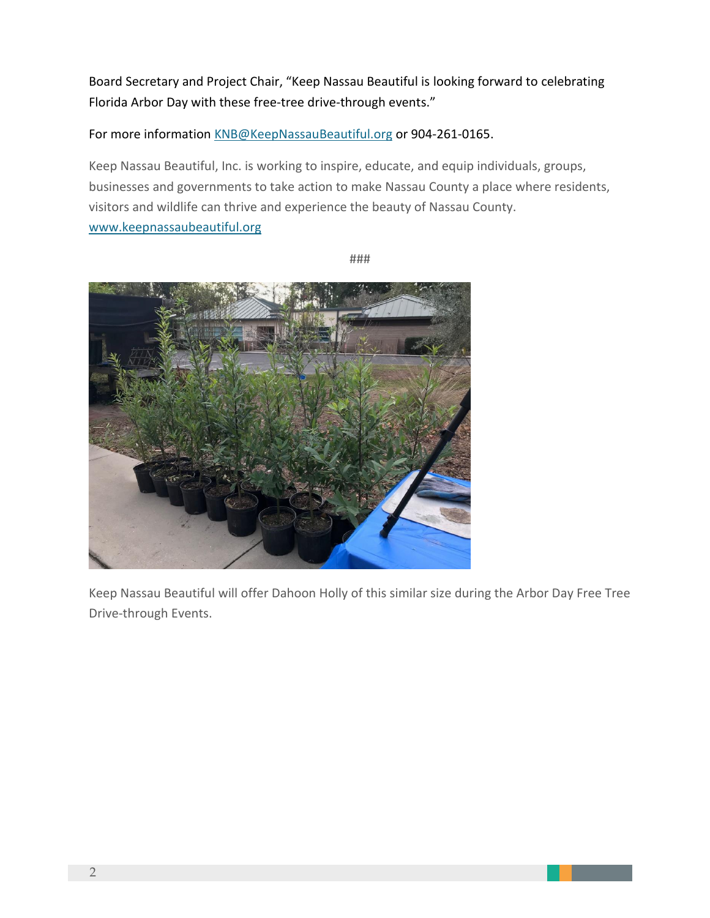Board Secretary and Project Chair, "Keep Nassau Beautiful is looking forward to celebrating Florida Arbor Day with these free-tree drive-through events."

For more information [KNB@KeepNassauBeautiful.org](mailto:KNB@KeepNassauBeautiful.org) or 904-261-0165.

Keep Nassau Beautiful, Inc. is working to inspire, educate, and equip individuals, groups, businesses and governments to take action to make Nassau County a place where residents, visitors and wildlife can thrive and experience the beauty of Nassau County.
[www.keepnassaubeautiful.org](http://www.keepnassaubeautiful.org)

###

Keep Nassau Beautiful will offer Dahoon Holly of this similar size during the Arbor Day Free Tree Drive-through Events.